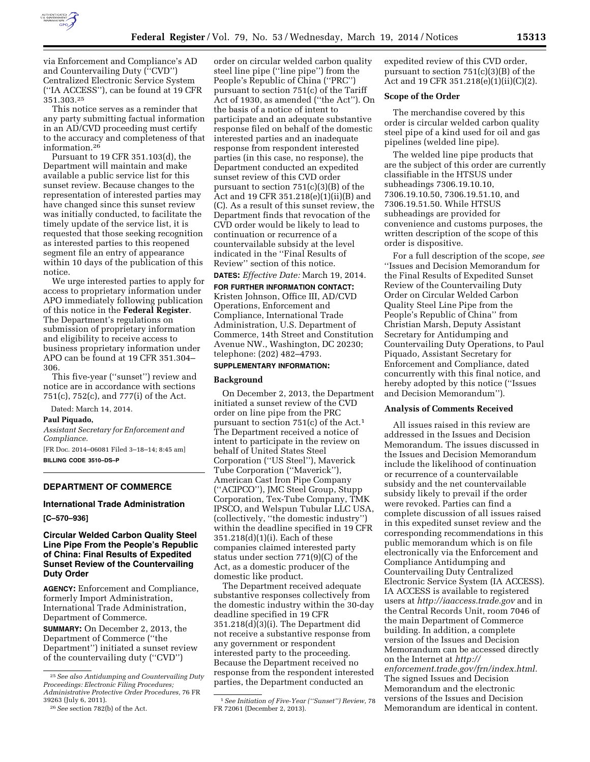via Enforcement and Compliance's AD and Countervailing Duty ("CVD") Centralized Electronic Service System ("IA ACCESS"), can be found at 19 CFR 351.303.[25]

This notice serves as a reminder that any party submitting factual information in an AD/CVD proceeding must certify to the accuracy and completeness of that information.[26]

Pursuant to 19 CFR 351.103(d), the Department will maintain and make available a public service list for this sunset review. Because changes to the representation of interested parties may have changed since this sunset review was initially conducted, to facilitate the timely update of the service list, it is requested that those seeking recognition as interested parties to this reopened segment file an entry of appearance within 10 days of the publication of this notice.

We urge interested parties to apply for access to proprietary information under APO immediately following publication of this notice in the **Federal Register**. The Department's regulations on submission of proprietary information and eligibility to receive access to business proprietary information under APO can be found at 19 CFR 351.304–306.

This five-year ("sunset") review and notice are in accordance with sections 751(c), 752(c), and 777(i) of the Act.

Dated: March 14, 2014.

**Paul Piquado,**

*Assistant Secretary for Enforcement and Compliance.*

[FR Doc. 2014–06081 Filed 3–18–14; 8:45 am]

**BILLING CODE 3510–DS–P**

[25] *See also Antidumping and Countervailing Duty Proceedings: Electronic Filing Procedures; Administrative Protective Order Procedures*, 76 FR 39263 (July 6, 2011).

[26] *See* section 782(b) of the Act.

## DEPARTMENT OF COMMERCE

### International Trade Administration

**[C–570–936]**

### Circular Welded Carbon Quality Steel Line Pipe From the People's Republic of China: Final Results of Expedited Sunset Review of the Countervailing Duty Order

**AGENCY:** Enforcement and Compliance, formerly Import Administration, International Trade Administration, Department of Commerce.

**SUMMARY:** On December 2, 2013, the Department of Commerce ("the Department") initiated a sunset review of the countervailing duty ("CVD") order on circular welded carbon quality steel line pipe ("line pipe") from the People's Republic of China ("PRC") pursuant to section 751(c) of the Tariff Act of 1930, as amended ("the Act"). On the basis of a notice of intent to participate and an adequate substantive response filed on behalf of the domestic interested parties and an inadequate response from respondent interested parties (in this case, no response), the Department conducted an expedited sunset review of this CVD order pursuant to section 751(c)(3)(B) of the Act and 19 CFR 351.218(e)(1)(ii)(B) and (C). As a result of this sunset review, the Department finds that revocation of the CVD order would be likely to lead to continuation or recurrence of a countervailable subsidy at the level indicated in the "Final Results of Review" section of this notice.

**DATES:** *Effective Date:* March 19, 2014.

**FOR FURTHER INFORMATION CONTACT:** Kristen Johnson, Office III, AD/CVD Operations, Enforcement and Compliance, International Trade Administration, U.S. Department of Commerce, 14th Street and Constitution Avenue NW., Washington, DC 20230; telephone: (202) 482–4793.

**SUPPLEMENTARY INFORMATION:**

**Background**

On December 2, 2013, the Department initiated a sunset review of the CVD order on line pipe from the PRC pursuant to section 751(c) of the Act.[1] The Department received a notice of intent to participate in the review on behalf of United States Steel Corporation ("US Steel"), Maverick Tube Corporation ("Maverick"), American Cast Iron Pipe Company ("ACIPCO"), JMC Steel Group, Stupp Corporation, Tex-Tube Company, TMK IPSCO, and Welspun Tubular LLC USA, (collectively, "the domestic industry") within the deadline specified in 19 CFR 351.218(d)(1)(i). Each of these companies claimed interested party status under section 771(9)(C) of the Act, as a domestic producer of the domestic like product.

The Department received adequate substantive responses collectively from the domestic industry within the 30-day deadline specified in 19 CFR 351.218(d)(3)(i). The Department did not receive a substantive response from any government or respondent interested party to the proceeding. Because the Department received no response from the respondent interested parties, the Department conducted an expedited review of this CVD order, pursuant to section 751(c)(3)(B) of the Act and 19 CFR 351.218(e)(1)(ii)(C)(2).

[1] *See Initiation of Five-Year ("Sunset") Review*, 78 FR 72061 (December 2, 2013).

**Scope of the Order**

The merchandise covered by this order is circular welded carbon quality steel pipe of a kind used for oil and gas pipelines (welded line pipe).

The welded line pipe products that are the subject of this order are currently classifiable in the HTSUS under subheadings 7306.19.10.10, 7306.19.10.50, 7306.19.51.10, and 7306.19.51.50. While HTSUS subheadings are provided for convenience and customs purposes, the written description of the scope of this order is dispositive.

For a full description of the scope, *see* "Issues and Decision Memorandum for the Final Results of Expedited Sunset Review of the Countervailing Duty Order on Circular Welded Carbon Quality Steel Line Pipe from the People's Republic of China" from Christian Marsh, Deputy Assistant Secretary for Antidumping and Countervailing Duty Operations, to Paul Piquado, Assistant Secretary for Enforcement and Compliance, dated concurrently with this final notice, and hereby adopted by this notice ("Issues and Decision Memorandum").

**Analysis of Comments Received**

All issues raised in this review are addressed in the Issues and Decision Memorandum. The issues discussed in the Issues and Decision Memorandum include the likelihood of continuation or recurrence of a countervailable subsidy and the net countervailable subsidy likely to prevail if the order were revoked. Parties can find a complete discussion of all issues raised in this expedited sunset review and the corresponding recommendations in this public memorandum which is on file electronically via the Enforcement and Compliance Antidumping and Countervailing Duty Centralized Electronic Service System (IA ACCESS). IA ACCESS is available to registered users at *http://iaaccess.trade.gov* and in the Central Records Unit, room 7046 of the main Department of Commerce building. In addition, a complete version of the Issues and Decision Memorandum can be accessed directly on the Internet at *http://enforcement.trade.gov/frn/index.html.* The signed Issues and Decision Memorandum and the electronic versions of the Issues and Decision Memorandum are identical in content.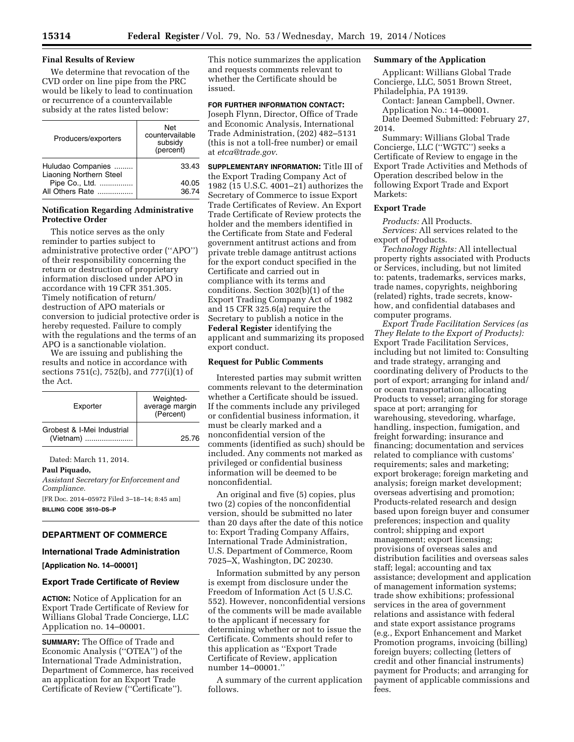### Final Results of Review

We determine that revocation of the CVD order on line pipe from the PRC would be likely to lead to continuation or recurrence of a countervailable subsidy at the rates listed below:

| Producers/exporters | Net countervailable subsidy (percent) |
| --- | --- |
| Huludao Companies | 33.43 |
| Liaoning Northern Steel Pipe Co., Ltd. | 40.05 |
| All Others Rate | 36.74 |

### Notification Regarding Administrative Protective Order

This notice serves as the only reminder to parties subject to administrative protective order (''APO'') of their responsibility concerning the return or destruction of proprietary information disclosed under APO in accordance with 19 CFR 351.305. Timely notification of return/destruction of APO materials or conversion to judicial protective order is hereby requested. Failure to comply with the regulations and the terms of an APO is a sanctionable violation.

We are issuing and publishing the results and notice in accordance with sections 751(c), 752(b), and 777(i)(1) of the Act.

| Exporter | Weighted-average margin (Percent) |
| --- | --- |
| Grobest & I-Mei Industrial (Vietnam) | 25.76 |

Dated: March 11, 2014.

**Paul Piquado,**

*Assistant Secretary for Enforcement and Compliance.*

[FR Doc. 2014–05972 Filed 3–18–14; 8:45 am]

**BILLING CODE 3510–DS–P**

## DEPARTMENT OF COMMERCE

### International Trade Administration

**[Application No. 14–00001]**

### Export Trade Certificate of Review

**ACTION:** Notice of Application for an Export Trade Certificate of Review for Willians Global Trade Concierge, LLC Application no. 14–00001.

**SUMMARY:** The Office of Trade and Economic Analysis (''OTEA'') of the International Trade Administration, Department of Commerce, has received an application for an Export Trade Certificate of Review (''Certificate''). This notice summarizes the application and requests comments relevant to whether the Certificate should be issued.

**FOR FURTHER INFORMATION CONTACT:** Joseph Flynn, Director, Office of Trade and Economic Analysis, International Trade Administration, (202) 482–5131 (this is not a toll-free number) or email at *etca@trade.gov*.

**SUPPLEMENTARY INFORMATION:** Title III of the Export Trading Company Act of 1982 (15 U.S.C. 4001–21) authorizes the Secretary of Commerce to issue Export Trade Certificates of Review. An Export Trade Certificate of Review protects the holder and the members identified in the Certificate from State and Federal government antitrust actions and from private treble damage antitrust actions for the export conduct specified in the Certificate and carried out in compliance with its terms and conditions. Section 302(b)(1) of the Export Trading Company Act of 1982 and 15 CFR 325.6(a) require the Secretary to publish a notice in the **Federal Register** identifying the applicant and summarizing its proposed export conduct.

### Request for Public Comments

Interested parties may submit written comments relevant to the determination whether a Certificate should be issued. If the comments include any privileged or confidential business information, it must be clearly marked and a nonconfidential version of the comments (identified as such) should be included. Any comments not marked as privileged or confidential business information will be deemed to be nonconfidential.

An original and five (5) copies, plus two (2) copies of the nonconfidential version, should be submitted no later than 20 days after the date of this notice to: Export Trading Company Affairs, International Trade Administration, U.S. Department of Commerce, Room 7025–X, Washington, DC 20230.

Information submitted by any person is exempt from disclosure under the Freedom of Information Act (5 U.S.C. 552). However, nonconfidential versions of the comments will be made available to the applicant if necessary for determining whether or not to issue the Certificate. Comments should refer to this application as ''Export Trade Certificate of Review, application number 14–00001.''

A summary of the current application follows.

### Summary of the Application

Applicant: Willians Global Trade Concierge, LLC, 5051 Brown Street, Philadelphia, PA 19139.

Contact: Janean Campbell, Owner.

Application No.: 14–00001.

Date Deemed Submitted: February 27, 2014.

Summary: Willians Global Trade Concierge, LLC (''WGTC'') seeks a Certificate of Review to engage in the Export Trade Activities and Methods of Operation described below in the following Export Trade and Export Markets:

### Export Trade

*Products:* All Products.

*Services:* All services related to the export of Products.

*Technology Rights:* All intellectual property rights associated with Products or Services, including, but not limited to: patents, trademarks, services marks, trade names, copyrights, neighboring (related) rights, trade secrets, know-how, and confidential databases and computer programs.

*Export Trade Facilitation Services (as They Relate to the Export of Products):* Export Trade Facilitation Services, including but not limited to: Consulting and trade strategy, arranging and coordinating delivery of Products to the port of export; arranging for inland and/or ocean transportation; allocating Products to vessel; arranging for storage space at port; arranging for warehousing, stevedoring, wharfage, handling, inspection, fumigation, and freight forwarding; insurance and financing; documentation and services related to compliance with customs' requirements; sales and marketing; export brokerage; foreign marketing and analysis; foreign market development; overseas advertising and promotion; Products-related research and design based upon foreign buyer and consumer preferences; inspection and quality control; shipping and export management; export licensing; provisions of overseas sales and distribution facilities and overseas sales staff; legal; accounting and tax assistance; development and application of management information systems; trade show exhibitions; professional services in the area of government relations and assistance with federal and state export assistance programs (e.g., Export Enhancement and Market Promotion programs, invoicing (billing) foreign buyers; collecting (letters of credit and other financial instruments) payment for Products; and arranging for payment of applicable commissions and fees.